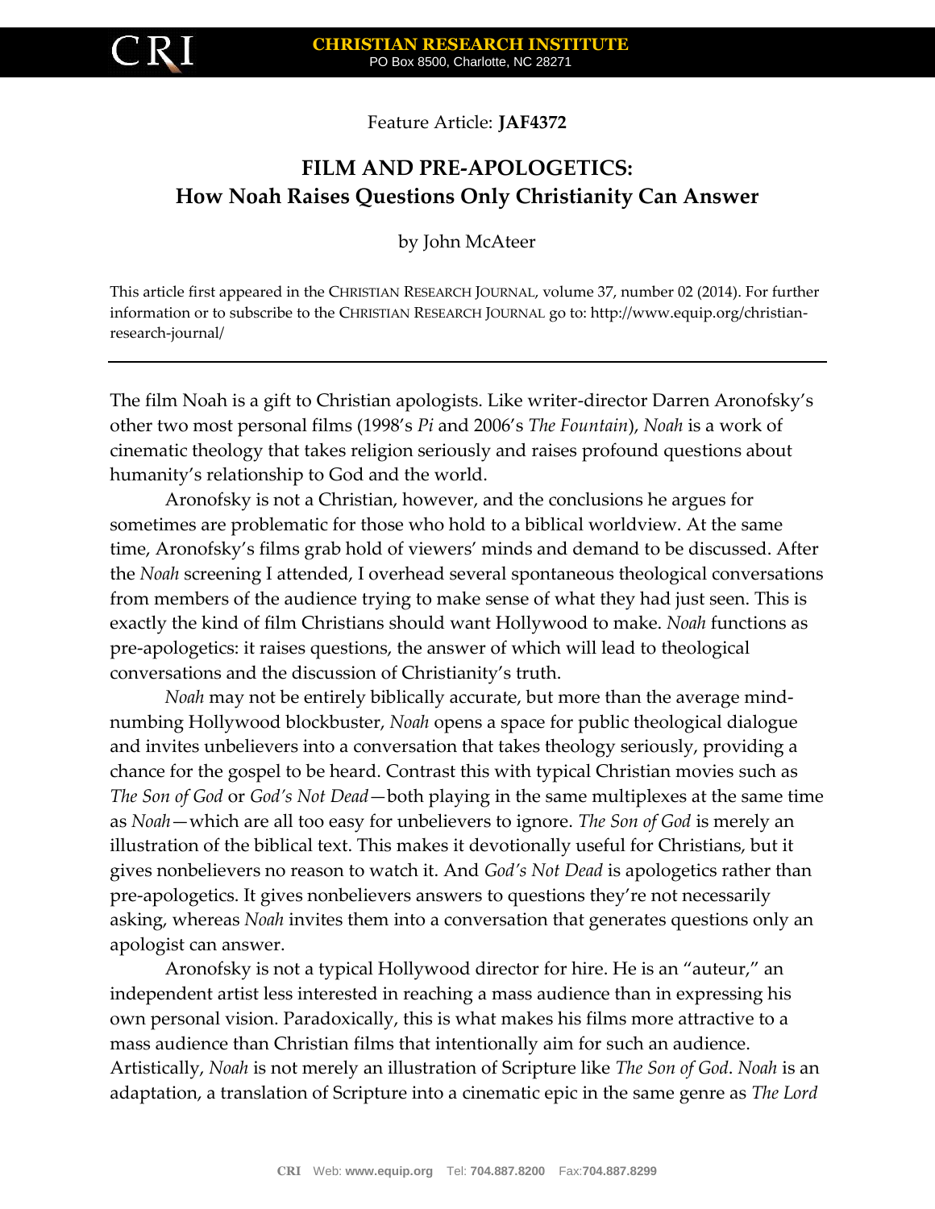Feature Article: **JAF4372**

# FILM AND PRE-APOLOGETICS:
## How Noah Raises Questions Only Christianity Can Answer

by John McAteer

This article first appeared in the CHRISTIAN RESEARCH JOURNAL, volume 37, number 02 (2014). For further information or to subscribe to the CHRISTIAN RESEARCH JOURNAL go to: http://www.equip.org/christian-research-journal/

---

The film Noah is a gift to Christian apologists. Like writer-director Darren Aronofsky's other two most personal films (1998's *Pi* and 2006's *The Fountain*), *Noah* is a work of cinematic theology that takes religion seriously and raises profound questions about humanity's relationship to God and the world.

Aronofsky is not a Christian, however, and the conclusions he argues for sometimes are problematic for those who hold to a biblical worldview. At the same time, Aronofsky's films grab hold of viewers' minds and demand to be discussed. After the *Noah* screening I attended, I overhead several spontaneous theological conversations from members of the audience trying to make sense of what they had just seen. This is exactly the kind of film Christians should want Hollywood to make. *Noah* functions as pre-apologetics: it raises questions, the answer of which will lead to theological conversations and the discussion of Christianity's truth.

*Noah* may not be entirely biblically accurate, but more than the average mind-numbing Hollywood blockbuster, *Noah* opens a space for public theological dialogue and invites unbelievers into a conversation that takes theology seriously, providing a chance for the gospel to be heard. Contrast this with typical Christian movies such as *The Son of God* or *God's Not Dead*—both playing in the same multiplexes at the same time as *Noah*—which are all too easy for unbelievers to ignore. *The Son of God* is merely an illustration of the biblical text. This makes it devotionally useful for Christians, but it gives nonbelievers no reason to watch it. And *God's Not Dead* is apologetics rather than pre-apologetics. It gives nonbelievers answers to questions they're not necessarily asking, whereas *Noah* invites them into a conversation that generates questions only an apologist can answer.

Aronofsky is not a typical Hollywood director for hire. He is an "auteur," an independent artist less interested in reaching a mass audience than in expressing his own personal vision. Paradoxically, this is what makes his films more attractive to a mass audience than Christian films that intentionally aim for such an audience. Artistically, *Noah* is not merely an illustration of Scripture like *The Son of God*. *Noah* is an adaptation, a translation of Scripture into a cinematic epic in the same genre as *The Lord*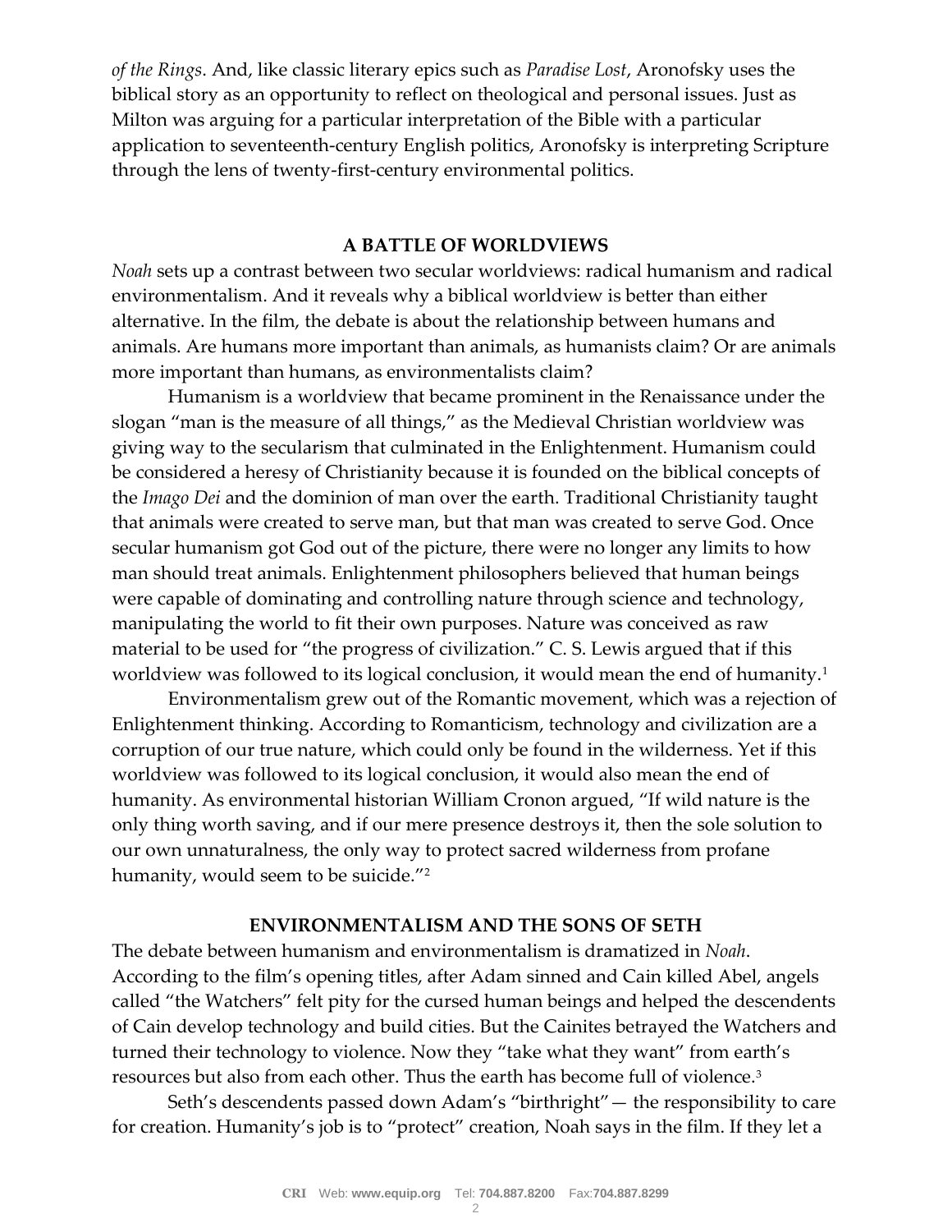*of the Rings*. And, like classic literary epics such as *Paradise Lost*, Aronofsky uses the biblical story as an opportunity to reflect on theological and personal issues. Just as Milton was arguing for a particular interpretation of the Bible with a particular application to seventeenth-century English politics, Aronofsky is interpreting Scripture through the lens of twenty-first-century environmental politics.

## A BATTLE OF WORLDVIEWS

*Noah* sets up a contrast between two secular worldviews: radical humanism and radical environmentalism. And it reveals why a biblical worldview is better than either alternative. In the film, the debate is about the relationship between humans and animals. Are humans more important than animals, as humanists claim? Or are animals more important than humans, as environmentalists claim?

Humanism is a worldview that became prominent in the Renaissance under the slogan "man is the measure of all things," as the Medieval Christian worldview was giving way to the secularism that culminated in the Enlightenment. Humanism could be considered a heresy of Christianity because it is founded on the biblical concepts of the *Imago Dei* and the dominion of man over the earth. Traditional Christianity taught that animals were created to serve man, but that man was created to serve God. Once secular humanism got God out of the picture, there were no longer any limits to how man should treat animals. Enlightenment philosophers believed that human beings were capable of dominating and controlling nature through science and technology, manipulating the world to fit their own purposes. Nature was conceived as raw material to be used for "the progress of civilization." C. S. Lewis argued that if this worldview was followed to its logical conclusion, it would mean the end of humanity.[1]

Environmentalism grew out of the Romantic movement, which was a rejection of Enlightenment thinking. According to Romanticism, technology and civilization are a corruption of our true nature, which could only be found in the wilderness. Yet if this worldview was followed to its logical conclusion, it would also mean the end of humanity. As environmental historian William Cronon argued, "If wild nature is the only thing worth saving, and if our mere presence destroys it, then the sole solution to our own unnaturalness, the only way to protect sacred wilderness from profane humanity, would seem to be suicide."[2]

## ENVIRONMENTALISM AND THE SONS OF SETH

The debate between humanism and environmentalism is dramatized in *Noah*. According to the film's opening titles, after Adam sinned and Cain killed Abel, angels called "the Watchers" felt pity for the cursed human beings and helped the descendents of Cain develop technology and build cities. But the Cainites betrayed the Watchers and turned their technology to violence. Now they "take what they want" from earth's resources but also from each other. Thus the earth has become full of violence.[3]

Seth's descendents passed down Adam's "birthright"— the responsibility to care for creation. Humanity's job is to "protect" creation, Noah says in the film. If they let a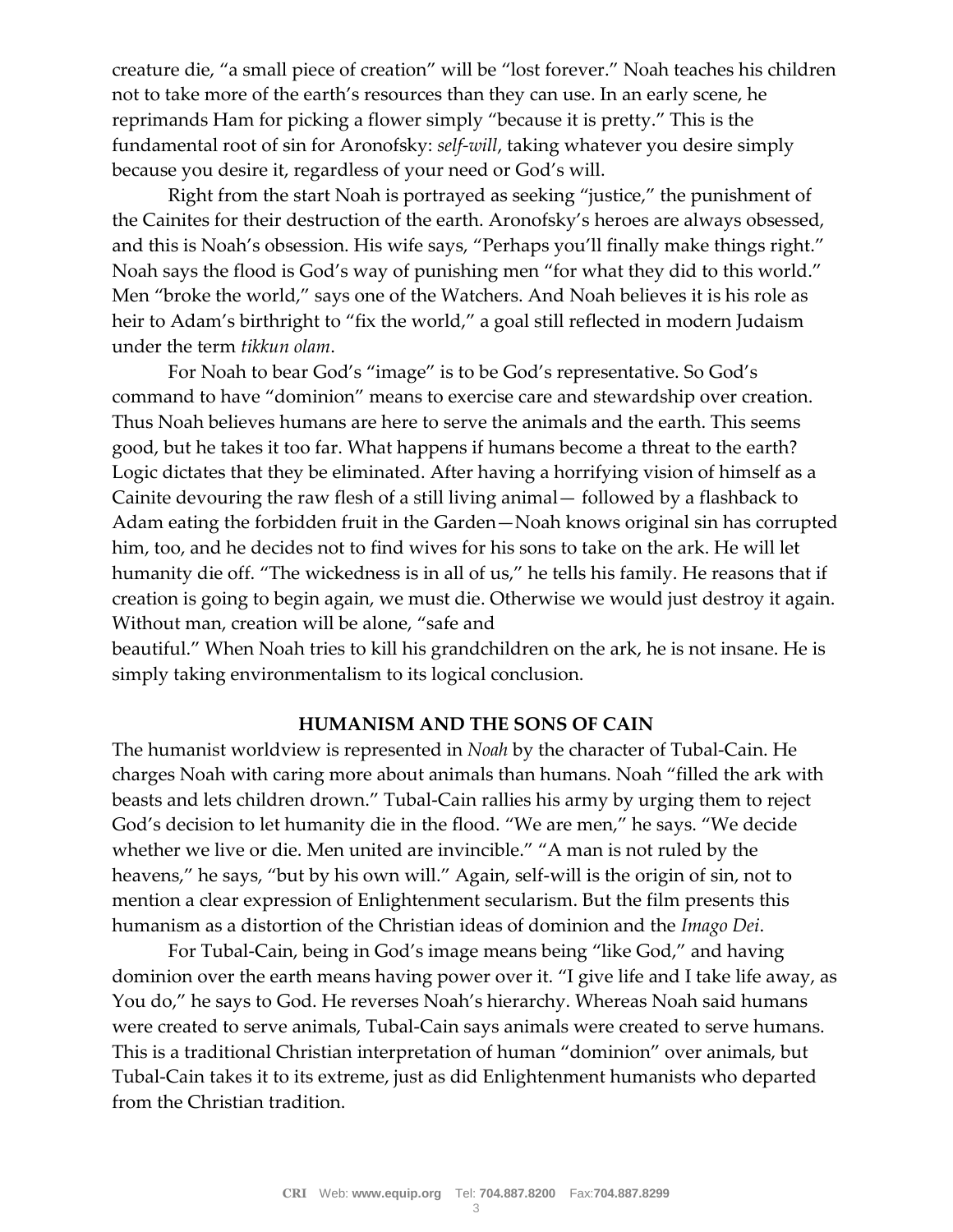creature die, "a small piece of creation" will be "lost forever." Noah teaches his children not to take more of the earth's resources than they can use. In an early scene, he reprimands Ham for picking a flower simply "because it is pretty." This is the fundamental root of sin for Aronofsky: *self-will*, taking whatever you desire simply because you desire it, regardless of your need or God's will.

Right from the start Noah is portrayed as seeking "justice," the punishment of the Cainites for their destruction of the earth. Aronofsky's heroes are always obsessed, and this is Noah's obsession. His wife says, "Perhaps you'll finally make things right." Noah says the flood is God's way of punishing men "for what they did to this world." Men "broke the world," says one of the Watchers. And Noah believes it is his role as heir to Adam's birthright to "fix the world," a goal still reflected in modern Judaism under the term *tikkun olam*.

For Noah to bear God's "image" is to be God's representative. So God's command to have "dominion" means to exercise care and stewardship over creation. Thus Noah believes humans are here to serve the animals and the earth. This seems good, but he takes it too far. What happens if humans become a threat to the earth? Logic dictates that they be eliminated. After having a horrifying vision of himself as a Cainite devouring the raw flesh of a still living animal— followed by a flashback to Adam eating the forbidden fruit in the Garden—Noah knows original sin has corrupted him, too, and he decides not to find wives for his sons to take on the ark. He will let humanity die off. "The wickedness is in all of us," he tells his family. He reasons that if creation is going to begin again, we must die. Otherwise we would just destroy it again. Without man, creation will be alone, "safe and beautiful." When Noah tries to kill his grandchildren on the ark, he is not insane. He is simply taking environmentalism to its logical conclusion.

## HUMANISM AND THE SONS OF CAIN

The humanist worldview is represented in *Noah* by the character of Tubal-Cain. He charges Noah with caring more about animals than humans. Noah "filled the ark with beasts and lets children drown." Tubal-Cain rallies his army by urging them to reject God's decision to let humanity die in the flood. "We are men," he says. "We decide whether we live or die. Men united are invincible." "A man is not ruled by the heavens," he says, "but by his own will." Again, self-will is the origin of sin, not to mention a clear expression of Enlightenment secularism. But the film presents this humanism as a distortion of the Christian ideas of dominion and the *Imago Dei*.

For Tubal-Cain, being in God's image means being "like God," and having dominion over the earth means having power over it. "I give life and I take life away, as You do," he says to God. He reverses Noah's hierarchy. Whereas Noah said humans were created to serve animals, Tubal-Cain says animals were created to serve humans. This is a traditional Christian interpretation of human "dominion" over animals, but Tubal-Cain takes it to its extreme, just as did Enlightenment humanists who departed from the Christian tradition.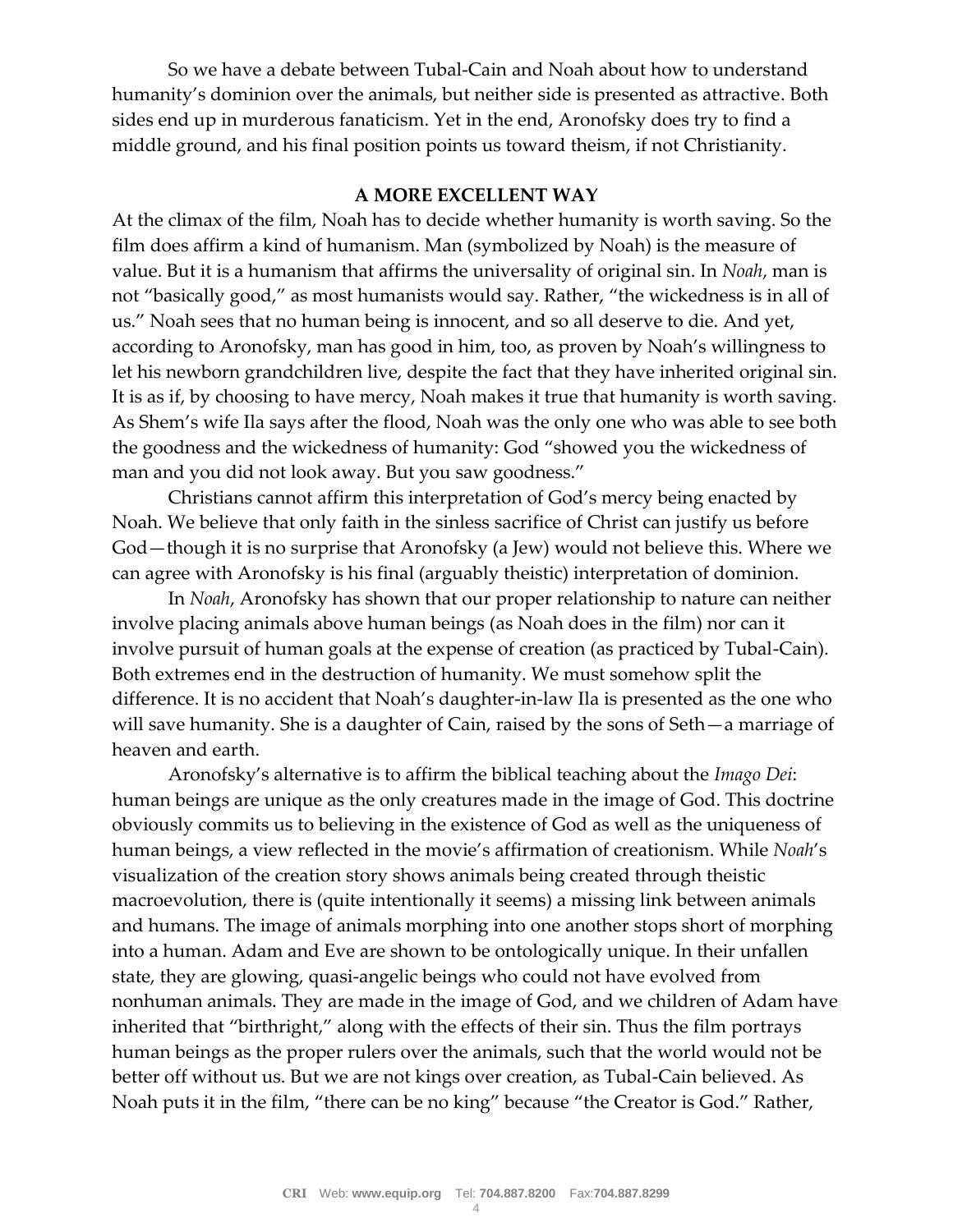So we have a debate between Tubal-Cain and Noah about how to understand humanity's dominion over the animals, but neither side is presented as attractive. Both sides end up in murderous fanaticism. Yet in the end, Aronofsky does try to find a middle ground, and his final position points us toward theism, if not Christianity.

## A MORE EXCELLENT WAY

At the climax of the film, Noah has to decide whether humanity is worth saving. So the film does affirm a kind of humanism. Man (symbolized by Noah) is the measure of value. But it is a humanism that affirms the universality of original sin. In *Noah*, man is not "basically good," as most humanists would say. Rather, "the wickedness is in all of us." Noah sees that no human being is innocent, and so all deserve to die. And yet, according to Aronofsky, man has good in him, too, as proven by Noah's willingness to let his newborn grandchildren live, despite the fact that they have inherited original sin. It is as if, by choosing to have mercy, Noah makes it true that humanity is worth saving. As Shem's wife Ila says after the flood, Noah was the only one who was able to see both the goodness and the wickedness of humanity: God "showed you the wickedness of man and you did not look away. But you saw goodness."

Christians cannot affirm this interpretation of God's mercy being enacted by Noah. We believe that only faith in the sinless sacrifice of Christ can justify us before God—though it is no surprise that Aronofsky (a Jew) would not believe this. Where we can agree with Aronofsky is his final (arguably theistic) interpretation of dominion.

In *Noah*, Aronofsky has shown that our proper relationship to nature can neither involve placing animals above human beings (as Noah does in the film) nor can it involve pursuit of human goals at the expense of creation (as practiced by Tubal-Cain). Both extremes end in the destruction of humanity. We must somehow split the difference. It is no accident that Noah's daughter-in-law Ila is presented as the one who will save humanity. She is a daughter of Cain, raised by the sons of Seth—a marriage of heaven and earth.

Aronofsky's alternative is to affirm the biblical teaching about the *Imago Dei*: human beings are unique as the only creatures made in the image of God. This doctrine obviously commits us to believing in the existence of God as well as the uniqueness of human beings, a view reflected in the movie's affirmation of creationism. While *Noah*'s visualization of the creation story shows animals being created through theistic macroevolution, there is (quite intentionally it seems) a missing link between animals and humans. The image of animals morphing into one another stops short of morphing into a human. Adam and Eve are shown to be ontologically unique. In their unfallen state, they are glowing, quasi-angelic beings who could not have evolved from nonhuman animals. They are made in the image of God, and we children of Adam have inherited that "birthright," along with the effects of their sin. Thus the film portrays human beings as the proper rulers over the animals, such that the world would not be better off without us. But we are not kings over creation, as Tubal-Cain believed. As Noah puts it in the film, "there can be no king" because "the Creator is God." Rather,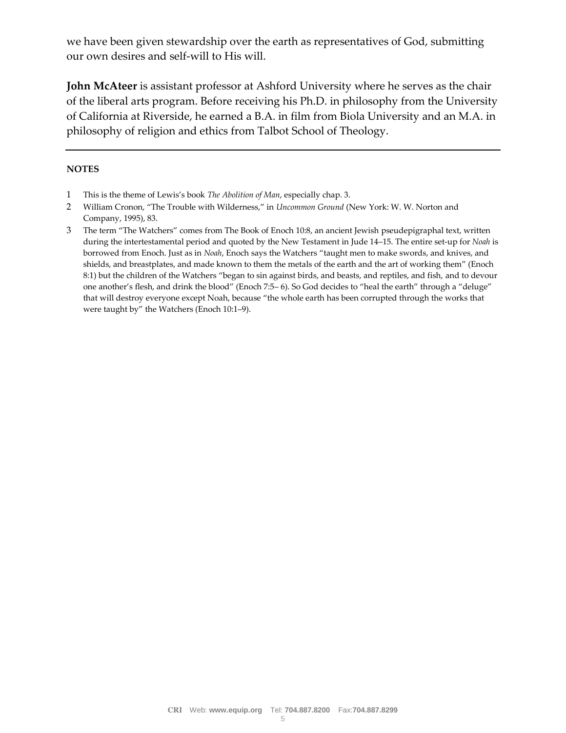we have been given stewardship over the earth as representatives of God, submitting our own desires and self-will to His will.

**John McAteer** is assistant professor at Ashford University where he serves as the chair of the liberal arts program. Before receiving his Ph.D. in philosophy from the University of California at Riverside, he earned a B.A. in film from Biola University and an M.A. in philosophy of religion and ethics from Talbot School of Theology.

---

**NOTES**

1. This is the theme of Lewis's book *The Abolition of Man*, especially chap. 3.
2. William Cronon, "The Trouble with Wilderness," in *Uncommon Ground* (New York: W. W. Norton and Company, 1995), 83.
3. The term "The Watchers" comes from The Book of Enoch 10:8, an ancient Jewish pseudepigraphal text, written during the intertestamental period and quoted by the New Testament in Jude 14–15. The entire set-up for *Noah* is borrowed from Enoch. Just as in *Noah*, Enoch says the Watchers "taught men to make swords, and knives, and shields, and breastplates, and made known to them the metals of the earth and the art of working them" (Enoch 8:1) but the children of the Watchers "began to sin against birds, and beasts, and reptiles, and fish, and to devour one another's flesh, and drink the blood" (Enoch 7:5– 6). So God decides to "heal the earth" through a "deluge" that will destroy everyone except Noah, because "the whole earth has been corrupted through the works that were taught by" the Watchers (Enoch 10:1–9).